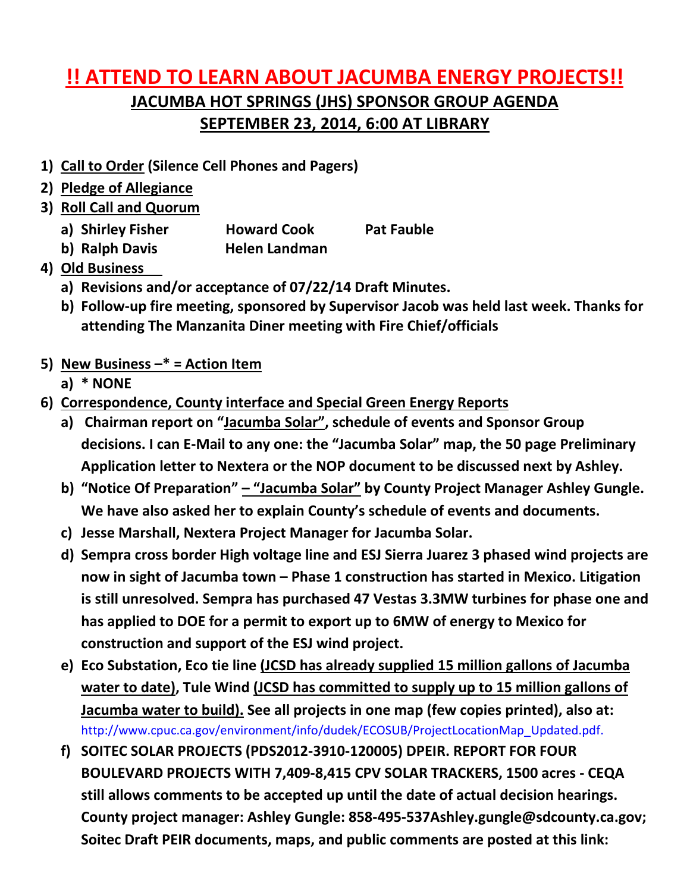# !! ATTEND TO LEARN ABOUT JACUMBA ENERGY PROJECTS!!

## JACUMBA HOT SPRINGS (JHS) SPONSOR GROUP AGENDA

## SEPTEMBER 23, 2014, 6:00 AT LIBRARY

1) **Call to Order (Silence Cell Phones and Pagers)**
2) **Pledge of Allegiance**
3) **Roll Call and Quorum**
   a) **Shirley Fisher        Howard Cook        Pat Fauble**
   b) **Ralph Davis        Helen Landman**
4) **Old Business**
   a) **Revisions and/or acceptance of 07/22/14 Draft Minutes.**
   b) **Follow-up fire meeting, sponsored by Supervisor Jacob was held last week. Thanks for attending The Manzanita Diner meeting with Fire Chief/officials**
5) **New Business –* = Action Item**
   a) *** NONE**
6) **Correspondence, County interface and Special Green Energy Reports**
   a) **Chairman report on "Jacumba Solar", schedule of events and Sponsor Group decisions. I can E-Mail to any one: the "Jacumba Solar" map, the 50 page Preliminary Application letter to Nextera or the NOP document to be discussed next by Ashley.**
   b) **"Notice Of Preparation" – "Jacumba Solar" by County Project Manager Ashley Gungle. We have also asked her to explain County's schedule of events and documents.**
   c) **Jesse Marshall, Nextera Project Manager for Jacumba Solar.**
   d) **Sempra cross border High voltage line and ESJ Sierra Juarez 3 phased wind projects are now in sight of Jacumba town – Phase 1 construction has started in Mexico. Litigation is still unresolved. Sempra has purchased 47 Vestas 3.3MW turbines for phase one and has applied to DOE for a permit to export up to 6MW of energy to Mexico for construction and support of the ESJ wind project.**
   e) **Eco Substation, Eco tie line (JCSD has already supplied 15 million gallons of Jacumba water to date), Tule Wind (JCSD has committed to supply up to 15 million gallons of Jacumba water to build). See all projects in one map (few copies printed), also at:** http://www.cpuc.ca.gov/environment/info/dudek/ECOSUB/ProjectLocationMap_Updated.pdf.
   f) **SOITEC SOLAR PROJECTS (PDS2012-3910-120005) DPEIR. REPORT FOR FOUR BOULEVARD PROJECTS WITH 7,409-8,415 CPV SOLAR TRACKERS, 1500 acres - CEQA still allows comments to be accepted up until the date of actual decision hearings. County project manager: Ashley Gungle: 858-495-537Ashley.gungle@sdcounty.ca.gov; Soitec Draft PEIR documents, maps, and public comments are posted at this link:**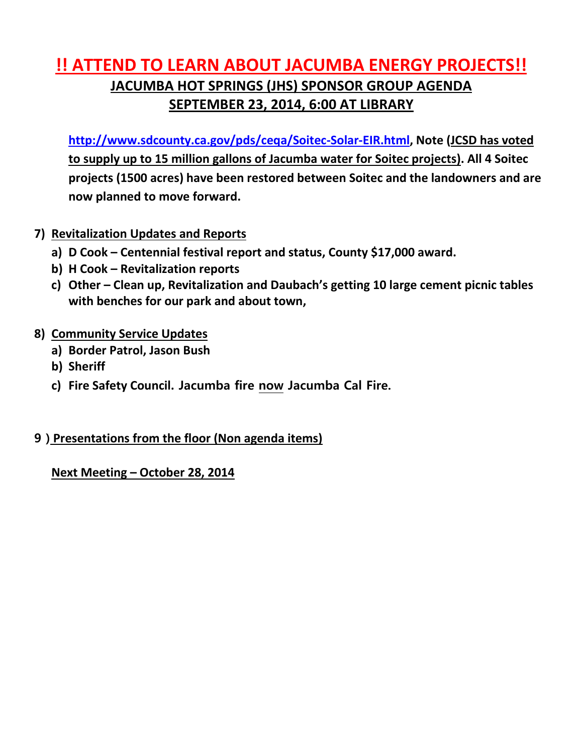# !! ATTEND TO LEARN ABOUT JACUMBA ENERGY PROJECTS!!

## JACUMBA HOT SPRINGS (JHS) SPONSOR GROUP AGENDA

## SEPTEMBER 23, 2014, 6:00 AT LIBRARY

**http://www.sdcounty.ca.gov/pds/ceqa/Soitec-Solar-EIR.html, Note (JCSD has voted to supply up to 15 million gallons of Jacumba water for Soitec projects). All 4 Soitec projects (1500 acres) have been restored between Soitec and the landowners and are now planned to move forward.**

7) **Revitalization Updates and Reports**
   a) **D Cook – Centennial festival report and status, County $17,000 award.**
   b) **H Cook – Revitalization reports**
   c) **Other – Clean up, Revitalization and Daubach's getting 10 large cement picnic tables with benches for our park and about town,**

8) **Community Service Updates**
   a) **Border Patrol, Jason Bush**
   b) **Sheriff**
   c) **Fire Safety Council. Jacumba fire now Jacumba Cal Fire.**

9 ) **Presentations from the floor (Non agenda items)**

**Next Meeting – October 28, 2014**